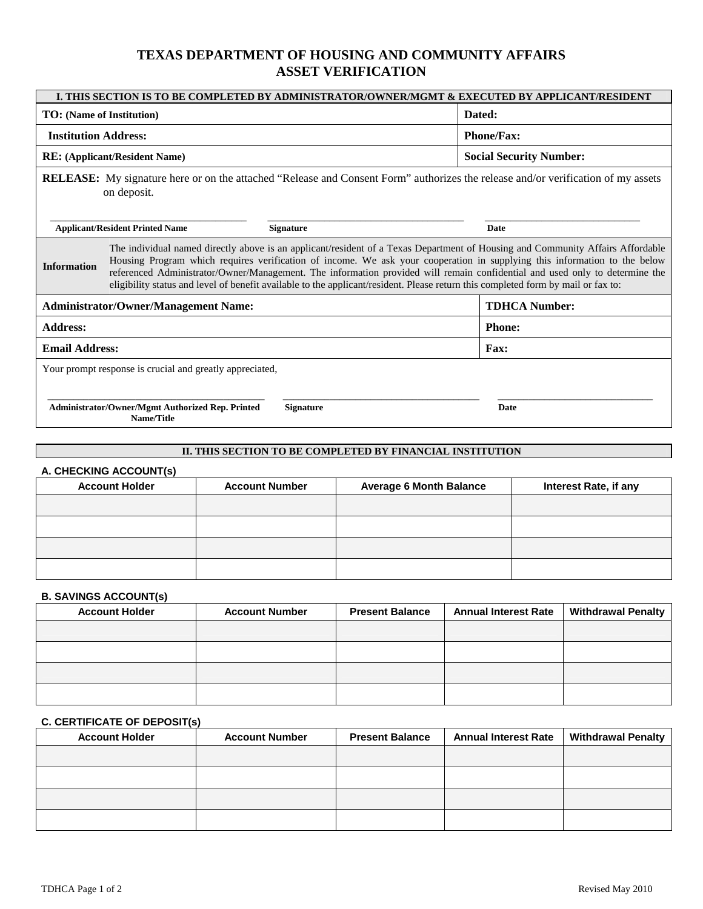# TEXAS DEPARTMENT OF HOUSING AND COMMUNITY AFFAIRS
# ASSET VERIFICATION

**I. THIS SECTION IS TO BE COMPLETED BY ADMINISTRATOR/OWNER/MGMT & EXECUTED BY APPLICANT/RESIDENT**

| | |
|---|---|
| **TO:** (Name of Institution) | **Dated:** |
| **Institution Address:** | **Phone/Fax:** |
| **RE:** (Applicant/Resident Name) | **Social Security Number:** |

**RELEASE:** My signature here or on the attached "Release and Consent Form" authorizes the release and/or verification of my assets on deposit.

_______________________ _______________________ _______________________

**Applicant/Resident Printed Name** **Signature** **Date**

**Information** The individual named directly above is an applicant/resident of a Texas Department of Housing and Community Affairs Affordable Housing Program which requires verification of income. We ask your cooperation in supplying this information to the below referenced Administrator/Owner/Management. The information provided will remain confidential and used only to determine the eligibility status and level of benefit available to the applicant/resident. Please return this completed form by mail or fax to:

| | |
|---|---|
| **Administrator/Owner/Management Name:** | **TDHCA Number:** |
| **Address:** | **Phone:** |
| **Email Address:** | **Fax:** |

Your prompt response is crucial and greatly appreciated,

_______________________ _______________________ _______________________

**Administrator/Owner/Mgmt Authorized Rep. Printed Name/Title** **Signature** **Date**

**II. THIS SECTION TO BE COMPLETED BY FINANCIAL INSTITUTION**

**A. CHECKING ACCOUNT(s)**

| Account Holder | Account Number | Average 6 Month Balance | Interest Rate, if any |
|---|---|---|---|
| | | | |
| | | | |
| | | | |
| | | | |

**B. SAVINGS ACCOUNT(s)**

| Account Holder | Account Number | Present Balance | Annual Interest Rate | Withdrawal Penalty |
|---|---|---|---|---|
| | | | | |
| | | | | |
| | | | | |
| | | | | |

**C. CERTIFICATE OF DEPOSIT(s)**

| Account Holder | Account Number | Present Balance | Annual Interest Rate | Withdrawal Penalty |
|---|---|---|---|---|
| | | | | |
| | | | | |
| | | | | |
| | | | | |

Revised May 2010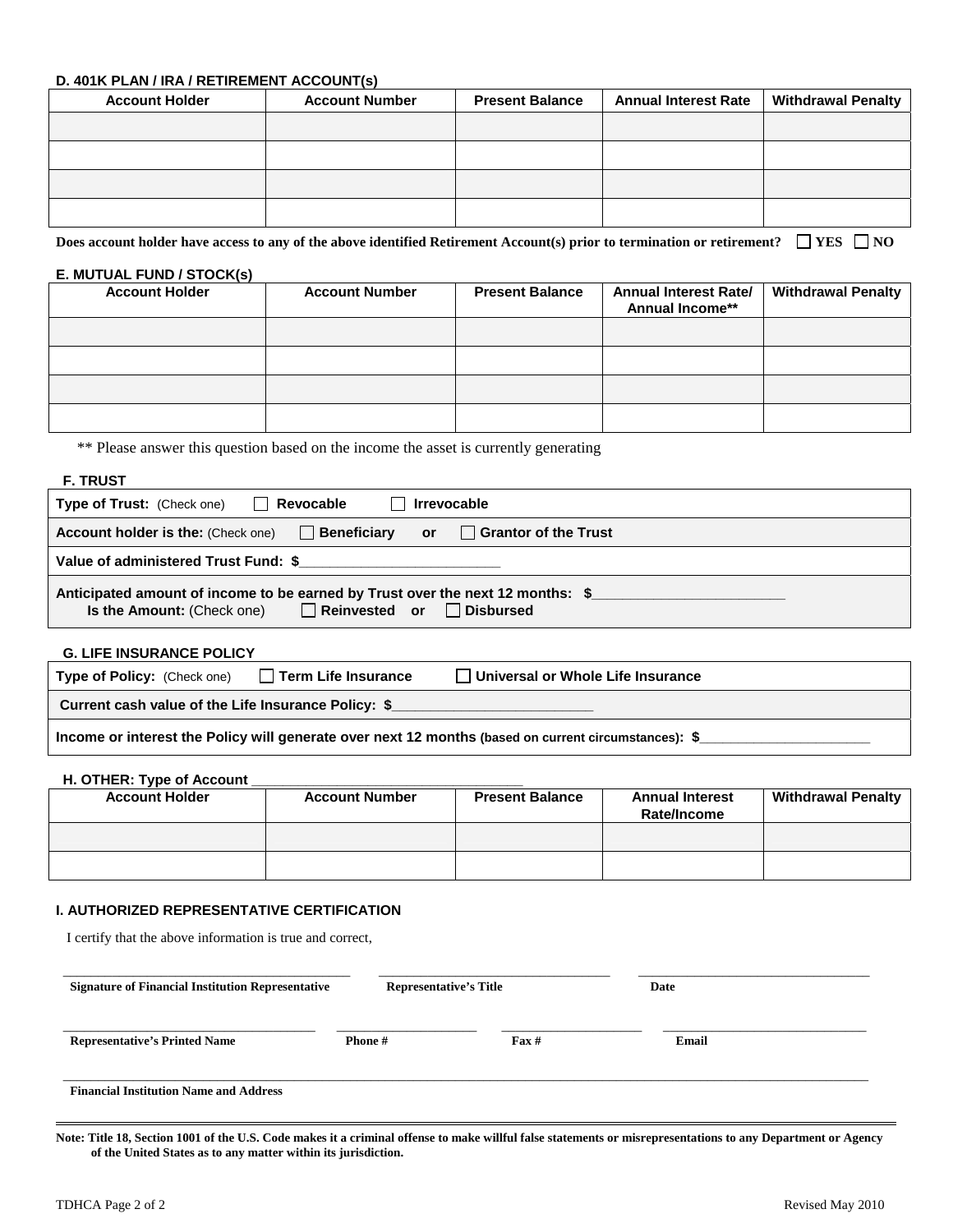#### D. 401K PLAN / IRA / RETIREMENT ACCOUNT(s)

| Account Holder | Account Number | Present Balance | Annual Interest Rate | Withdrawal Penalty |
|---|---|---|---|---|
| | | | | |
| | | | | |
| | | | | |
| | | | | |

**Does account holder have access to any of the above identified Retirement Account(s) prior to termination or retirement?** ☐ **YES** ☐ **NO**

#### E. MUTUAL FUND / STOCK(s)

| Account Holder | Account Number | Present Balance | Annual Interest Rate/ Annual Income** | Withdrawal Penalty |
|---|---|---|---|---|
| | | | | |
| | | | | |
| | | | | |
| | | | | |

** Please answer this question based on the income the asset is currently generating

#### F. TRUST

**Type of Trust:** (Check one) ☐ **Revocable** ☐ **Irrevocable**

**Account holder is the:** (Check one) ☐ **Beneficiary** **or** ☐ **Grantor of the Trust**

**Value of administered Trust Fund: $**___________________________

**Anticipated amount of income to be earned by Trust over the next 12 months: $**_________________________
**Is the Amount:** (Check one) ☐ **Reinvested or** ☐ **Disbursed**

#### G. LIFE INSURANCE POLICY

**Type of Policy:** (Check one) ☐ **Term Life Insurance** ☐ **Universal or Whole Life Insurance**

**Current cash value of the Life Insurance Policy: $**___________________________

**Income or interest the Policy will generate over next 12 months** (based on current circumstances)**: $**_______________________

#### H. OTHER: Type of Account ___________________________________

| Account Holder | Account Number | Present Balance | Annual Interest Rate/Income | Withdrawal Penalty |
|---|---|---|---|---|
| | | | | |
| | | | | |

#### I. AUTHORIZED REPRESENTATIVE CERTIFICATION

I certify that the above information is true and correct,

_______________________________ _______________________________ _______________________________
**Signature of Financial Institution Representative** **Representative's Title** **Date**

_______________________________ ______________ ______________ _______________________________
**Representative's Printed Name** **Phone #** **Fax #** **Email**

_____________________________________________________________________________________________
**Financial Institution Name and Address**

**Note: Title 18, Section 1001 of the U.S. Code makes it a criminal offense to make willful false statements or misrepresentations to any Department or Agency of the United States as to any matter within its jurisdiction.**

TDHCA Page 2 of 2 Revised May 2010